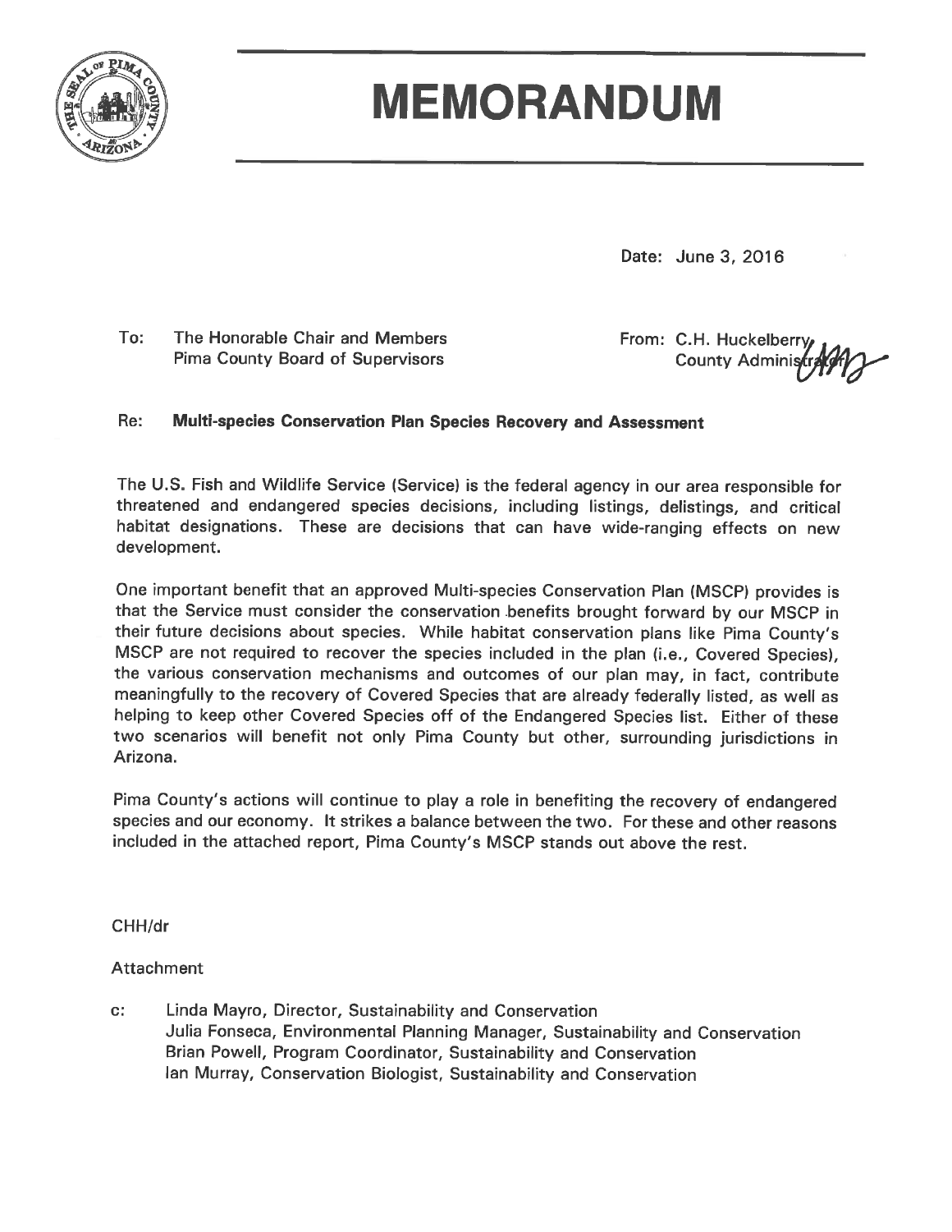# MEMORANDUM

Date: June 3, 2016

To: The Honorable Chair and Members
Pima County Board of Supervisors

From: C.H. Huckelberry
County Administrator

Re: **Multi-species Conservation Plan Species Recovery and Assessment**

The U.S. Fish and Wildlife Service (Service) is the federal agency in our area responsible for threatened and endangered species decisions, including listings, delistings, and critical habitat designations. These are decisions that can have wide-ranging effects on new development.

One important benefit that an approved Multi-species Conservation Plan (MSCP) provides is that the Service must consider the conservation benefits brought forward by our MSCP in their future decisions about species. While habitat conservation plans like Pima County's MSCP are not required to recover the species included in the plan (i.e., Covered Species), the various conservation mechanisms and outcomes of our plan may, in fact, contribute meaningfully to the recovery of Covered Species that are already federally listed, as well as helping to keep other Covered Species off of the Endangered Species list. Either of these two scenarios will benefit not only Pima County but other, surrounding jurisdictions in Arizona.

Pima County's actions will continue to play a role in benefiting the recovery of endangered species and our economy. It strikes a balance between the two. For these and other reasons included in the attached report, Pima County's MSCP stands out above the rest.

CHH/dr

Attachment

c: Linda Mayro, Director, Sustainability and Conservation
Julia Fonseca, Environmental Planning Manager, Sustainability and Conservation
Brian Powell, Program Coordinator, Sustainability and Conservation
Ian Murray, Conservation Biologist, Sustainability and Conservation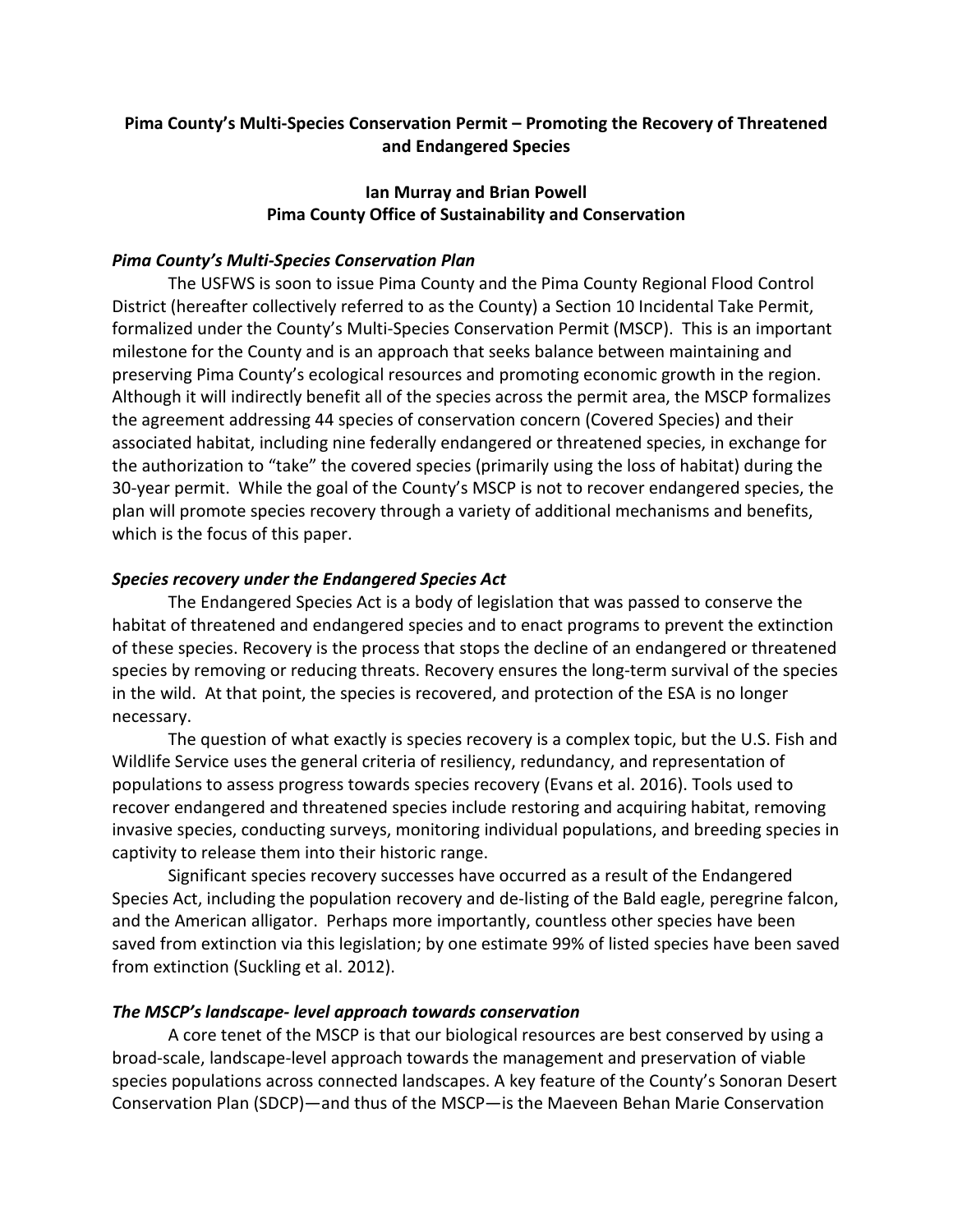**Pima County's Multi-Species Conservation Permit – Promoting the Recovery of Threatened and Endangered Species**

**Ian Murray and Brian Powell**
**Pima County Office of Sustainability and Conservation**

***Pima County's Multi-Species Conservation Plan***

The USFWS is soon to issue Pima County and the Pima County Regional Flood Control District (hereafter collectively referred to as the County) a Section 10 Incidental Take Permit, formalized under the County's Multi-Species Conservation Permit (MSCP). This is an important milestone for the County and is an approach that seeks balance between maintaining and preserving Pima County's ecological resources and promoting economic growth in the region. Although it will indirectly benefit all of the species across the permit area, the MSCP formalizes the agreement addressing 44 species of conservation concern (Covered Species) and their associated habitat, including nine federally endangered or threatened species, in exchange for the authorization to "take" the covered species (primarily using the loss of habitat) during the 30-year permit. While the goal of the County's MSCP is not to recover endangered species, the plan will promote species recovery through a variety of additional mechanisms and benefits, which is the focus of this paper.

***Species recovery under the Endangered Species Act***

The Endangered Species Act is a body of legislation that was passed to conserve the habitat of threatened and endangered species and to enact programs to prevent the extinction of these species. Recovery is the process that stops the decline of an endangered or threatened species by removing or reducing threats. Recovery ensures the long-term survival of the species in the wild. At that point, the species is recovered, and protection of the ESA is no longer necessary.

The question of what exactly is species recovery is a complex topic, but the U.S. Fish and Wildlife Service uses the general criteria of resiliency, redundancy, and representation of populations to assess progress towards species recovery (Evans et al. 2016). Tools used to recover endangered and threatened species include restoring and acquiring habitat, removing invasive species, conducting surveys, monitoring individual populations, and breeding species in captivity to release them into their historic range.

Significant species recovery successes have occurred as a result of the Endangered Species Act, including the population recovery and de-listing of the Bald eagle, peregrine falcon, and the American alligator. Perhaps more importantly, countless other species have been saved from extinction via this legislation; by one estimate 99% of listed species have been saved from extinction (Suckling et al. 2012).

***The MSCP's landscape- level approach towards conservation***

A core tenet of the MSCP is that our biological resources are best conserved by using a broad-scale, landscape-level approach towards the management and preservation of viable species populations across connected landscapes. A key feature of the County's Sonoran Desert Conservation Plan (SDCP)—and thus of the MSCP—is the Maeveen Behan Marie Conservation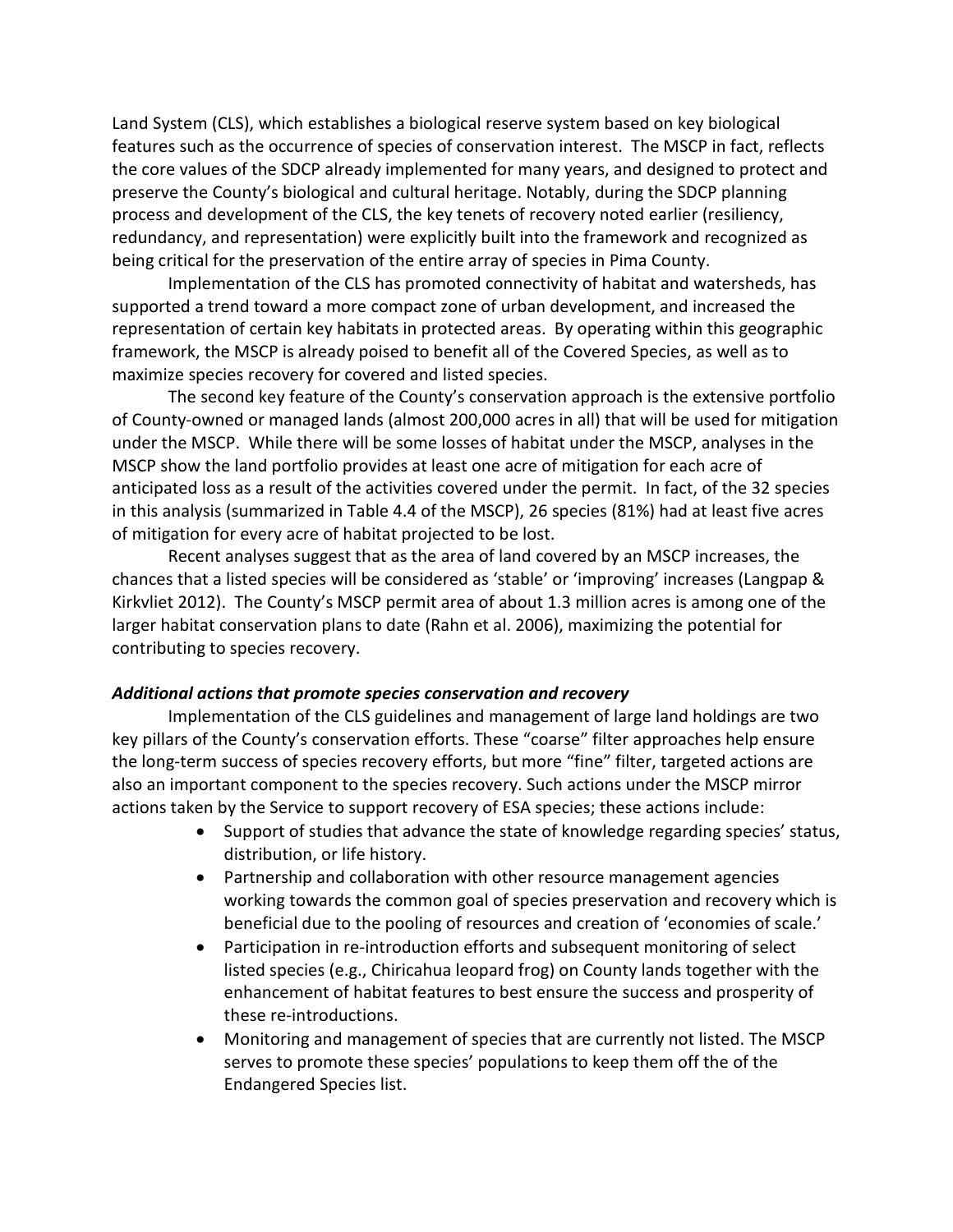Land System (CLS), which establishes a biological reserve system based on key biological features such as the occurrence of species of conservation interest. The MSCP in fact, reflects the core values of the SDCP already implemented for many years, and designed to protect and preserve the County's biological and cultural heritage. Notably, during the SDCP planning process and development of the CLS, the key tenets of recovery noted earlier (resiliency, redundancy, and representation) were explicitly built into the framework and recognized as being critical for the preservation of the entire array of species in Pima County.

Implementation of the CLS has promoted connectivity of habitat and watersheds, has supported a trend toward a more compact zone of urban development, and increased the representation of certain key habitats in protected areas. By operating within this geographic framework, the MSCP is already poised to benefit all of the Covered Species, as well as to maximize species recovery for covered and listed species.

The second key feature of the County's conservation approach is the extensive portfolio of County-owned or managed lands (almost 200,000 acres in all) that will be used for mitigation under the MSCP. While there will be some losses of habitat under the MSCP, analyses in the MSCP show the land portfolio provides at least one acre of mitigation for each acre of anticipated loss as a result of the activities covered under the permit. In fact, of the 32 species in this analysis (summarized in Table 4.4 of the MSCP), 26 species (81%) had at least five acres of mitigation for every acre of habitat projected to be lost.

Recent analyses suggest that as the area of land covered by an MSCP increases, the chances that a listed species will be considered as 'stable' or 'improving' increases (Langpap & Kirkvliet 2012). The County's MSCP permit area of about 1.3 million acres is among one of the larger habitat conservation plans to date (Rahn et al. 2006), maximizing the potential for contributing to species recovery.

***Additional actions that promote species conservation and recovery***

Implementation of the CLS guidelines and management of large land holdings are two key pillars of the County's conservation efforts. These "coarse" filter approaches help ensure the long-term success of species recovery efforts, but more "fine" filter, targeted actions are also an important component to the species recovery. Such actions under the MSCP mirror actions taken by the Service to support recovery of ESA species; these actions include:

- Support of studies that advance the state of knowledge regarding species' status, distribution, or life history.
- Partnership and collaboration with other resource management agencies working towards the common goal of species preservation and recovery which is beneficial due to the pooling of resources and creation of 'economies of scale.'
- Participation in re-introduction efforts and subsequent monitoring of select listed species (e.g., Chiricahua leopard frog) on County lands together with the enhancement of habitat features to best ensure the success and prosperity of these re-introductions.
- Monitoring and management of species that are currently not listed. The MSCP serves to promote these species' populations to keep them off the of the Endangered Species list.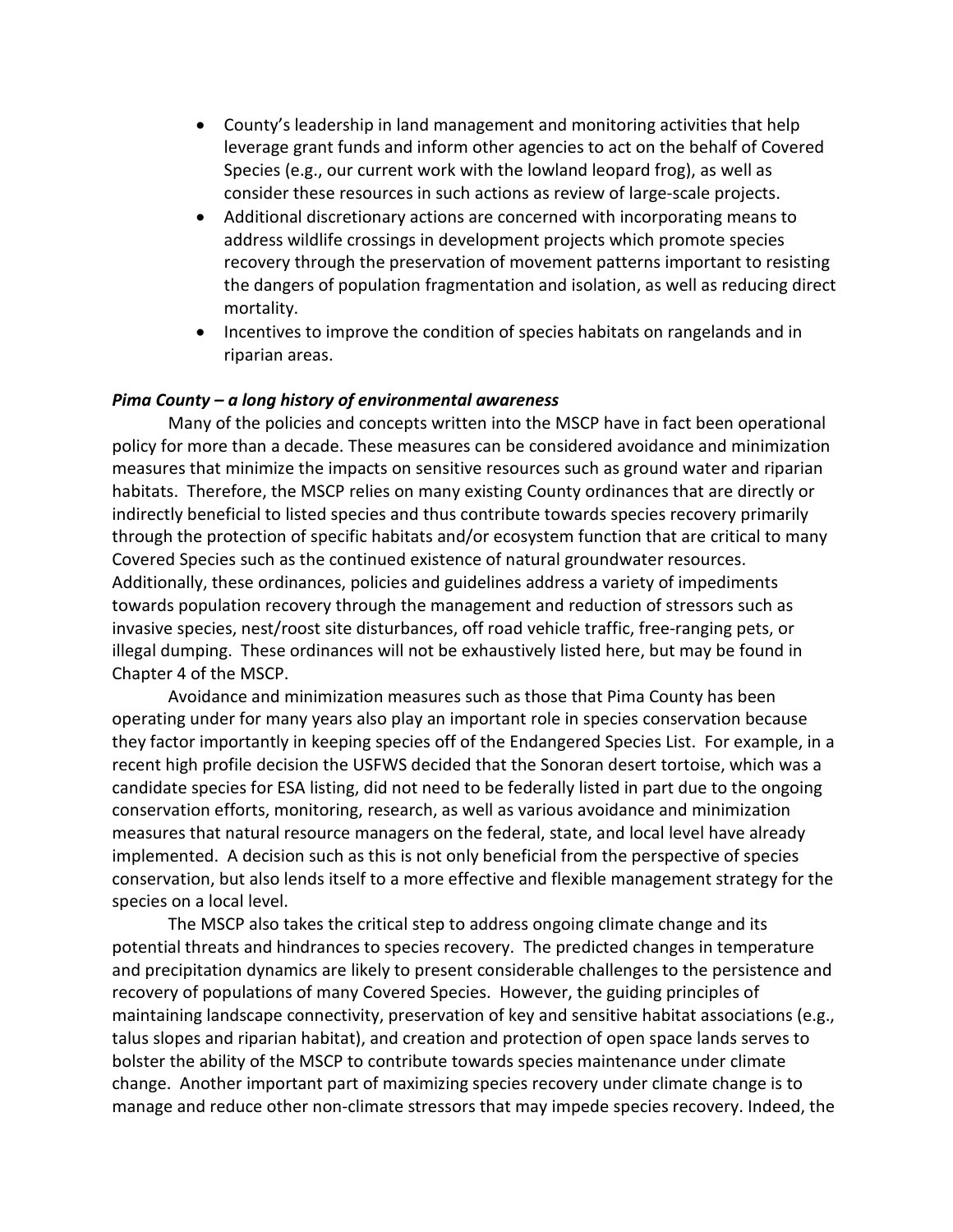- County's leadership in land management and monitoring activities that help leverage grant funds and inform other agencies to act on the behalf of Covered Species (e.g., our current work with the lowland leopard frog), as well as consider these resources in such actions as review of large-scale projects.
- Additional discretionary actions are concerned with incorporating means to address wildlife crossings in development projects which promote species recovery through the preservation of movement patterns important to resisting the dangers of population fragmentation and isolation, as well as reducing direct mortality.
- Incentives to improve the condition of species habitats on rangelands and in riparian areas.

***Pima County – a long history of environmental awareness***

Many of the policies and concepts written into the MSCP have in fact been operational policy for more than a decade. These measures can be considered avoidance and minimization measures that minimize the impacts on sensitive resources such as ground water and riparian habitats. Therefore, the MSCP relies on many existing County ordinances that are directly or indirectly beneficial to listed species and thus contribute towards species recovery primarily through the protection of specific habitats and/or ecosystem function that are critical to many Covered Species such as the continued existence of natural groundwater resources. Additionally, these ordinances, policies and guidelines address a variety of impediments towards population recovery through the management and reduction of stressors such as invasive species, nest/roost site disturbances, off road vehicle traffic, free-ranging pets, or illegal dumping. These ordinances will not be exhaustively listed here, but may be found in Chapter 4 of the MSCP.

Avoidance and minimization measures such as those that Pima County has been operating under for many years also play an important role in species conservation because they factor importantly in keeping species off of the Endangered Species List. For example, in a recent high profile decision the USFWS decided that the Sonoran desert tortoise, which was a candidate species for ESA listing, did not need to be federally listed in part due to the ongoing conservation efforts, monitoring, research, as well as various avoidance and minimization measures that natural resource managers on the federal, state, and local level have already implemented. A decision such as this is not only beneficial from the perspective of species conservation, but also lends itself to a more effective and flexible management strategy for the species on a local level.

The MSCP also takes the critical step to address ongoing climate change and its potential threats and hindrances to species recovery. The predicted changes in temperature and precipitation dynamics are likely to present considerable challenges to the persistence and recovery of populations of many Covered Species. However, the guiding principles of maintaining landscape connectivity, preservation of key and sensitive habitat associations (e.g., talus slopes and riparian habitat), and creation and protection of open space lands serves to bolster the ability of the MSCP to contribute towards species maintenance under climate change. Another important part of maximizing species recovery under climate change is to manage and reduce other non-climate stressors that may impede species recovery. Indeed, the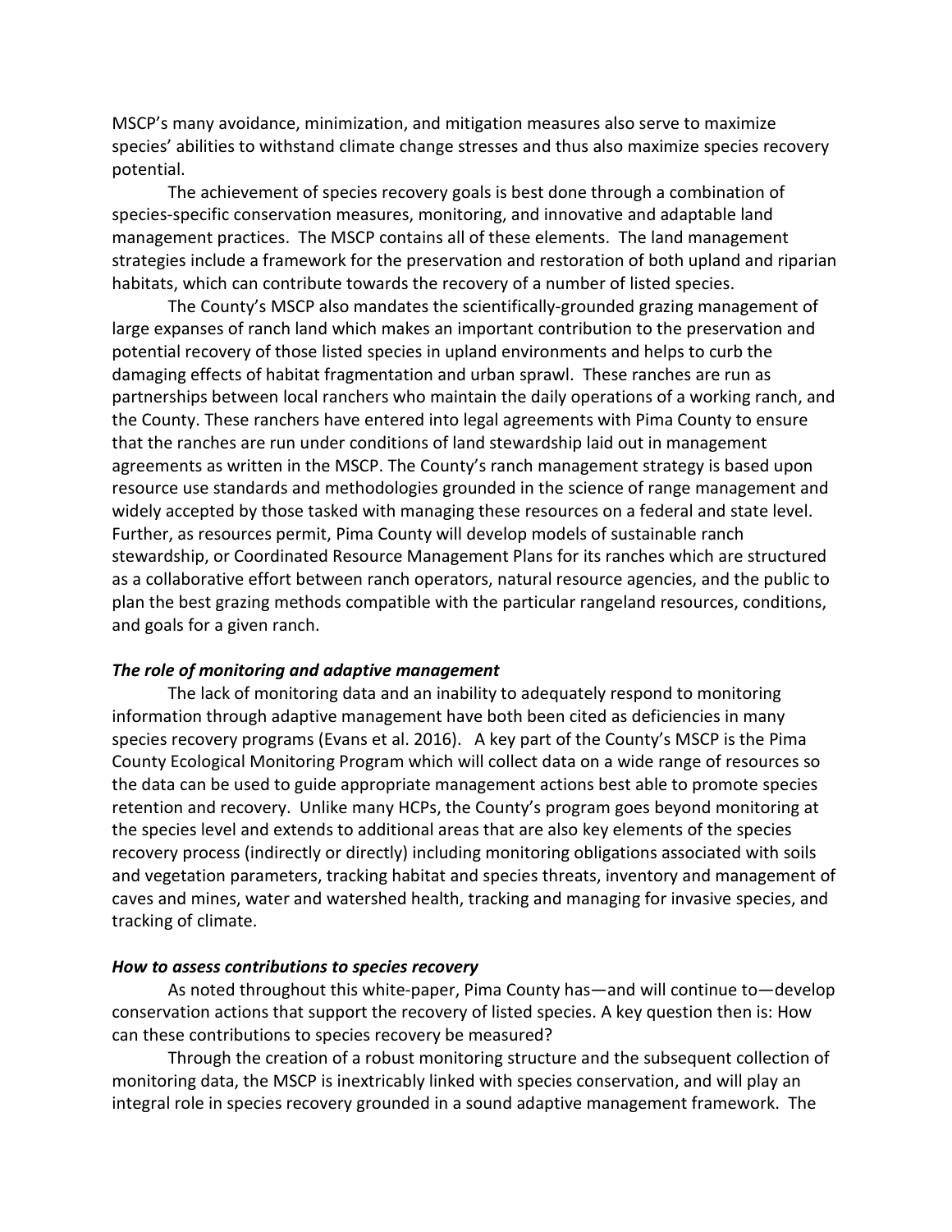MSCP's many avoidance, minimization, and mitigation measures also serve to maximize species' abilities to withstand climate change stresses and thus also maximize species recovery potential.

The achievement of species recovery goals is best done through a combination of species-specific conservation measures, monitoring, and innovative and adaptable land management practices. The MSCP contains all of these elements. The land management strategies include a framework for the preservation and restoration of both upland and riparian habitats, which can contribute towards the recovery of a number of listed species.

The County's MSCP also mandates the scientifically-grounded grazing management of large expanses of ranch land which makes an important contribution to the preservation and potential recovery of those listed species in upland environments and helps to curb the damaging effects of habitat fragmentation and urban sprawl. These ranches are run as partnerships between local ranchers who maintain the daily operations of a working ranch, and the County. These ranchers have entered into legal agreements with Pima County to ensure that the ranches are run under conditions of land stewardship laid out in management agreements as written in the MSCP. The County's ranch management strategy is based upon resource use standards and methodologies grounded in the science of range management and widely accepted by those tasked with managing these resources on a federal and state level. Further, as resources permit, Pima County will develop models of sustainable ranch stewardship, or Coordinated Resource Management Plans for its ranches which are structured as a collaborative effort between ranch operators, natural resource agencies, and the public to plan the best grazing methods compatible with the particular rangeland resources, conditions, and goals for a given ranch.

### *The role of monitoring and adaptive management*

The lack of monitoring data and an inability to adequately respond to monitoring information through adaptive management have both been cited as deficiencies in many species recovery programs (Evans et al. 2016). A key part of the County's MSCP is the Pima County Ecological Monitoring Program which will collect data on a wide range of resources so the data can be used to guide appropriate management actions best able to promote species retention and recovery. Unlike many HCPs, the County's program goes beyond monitoring at the species level and extends to additional areas that are also key elements of the species recovery process (indirectly or directly) including monitoring obligations associated with soils and vegetation parameters, tracking habitat and species threats, inventory and management of caves and mines, water and watershed health, tracking and managing for invasive species, and tracking of climate.

### *How to assess contributions to species recovery*

As noted throughout this white-paper, Pima County has—and will continue to—develop conservation actions that support the recovery of listed species. A key question then is: How can these contributions to species recovery be measured?

Through the creation of a robust monitoring structure and the subsequent collection of monitoring data, the MSCP is inextricably linked with species conservation, and will play an integral role in species recovery grounded in a sound adaptive management framework. The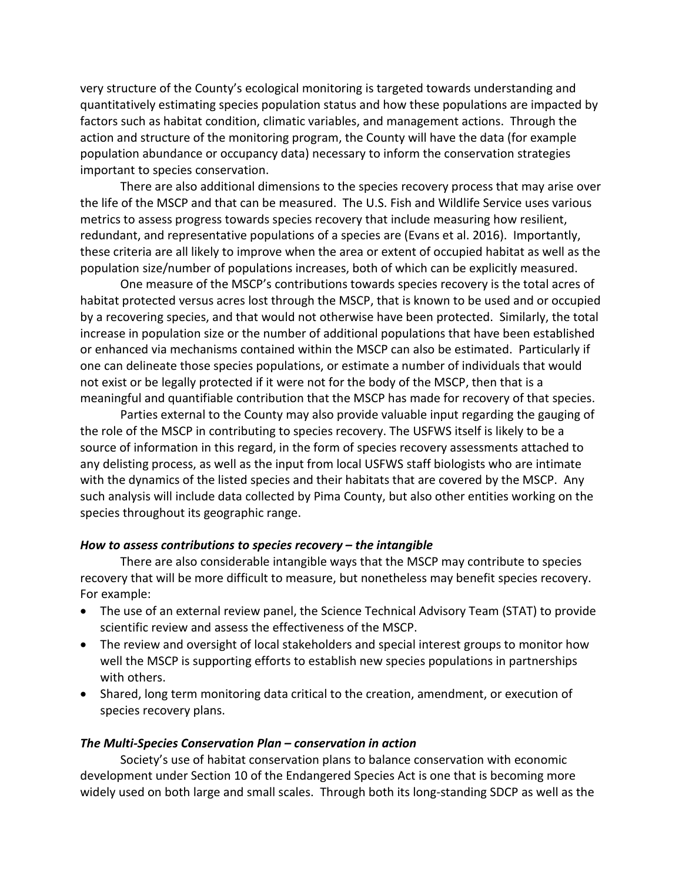very structure of the County's ecological monitoring is targeted towards understanding and quantitatively estimating species population status and how these populations are impacted by factors such as habitat condition, climatic variables, and management actions. Through the action and structure of the monitoring program, the County will have the data (for example population abundance or occupancy data) necessary to inform the conservation strategies important to species conservation.

There are also additional dimensions to the species recovery process that may arise over the life of the MSCP and that can be measured. The U.S. Fish and Wildlife Service uses various metrics to assess progress towards species recovery that include measuring how resilient, redundant, and representative populations of a species are (Evans et al. 2016). Importantly, these criteria are all likely to improve when the area or extent of occupied habitat as well as the population size/number of populations increases, both of which can be explicitly measured.

One measure of the MSCP's contributions towards species recovery is the total acres of habitat protected versus acres lost through the MSCP, that is known to be used and or occupied by a recovering species, and that would not otherwise have been protected. Similarly, the total increase in population size or the number of additional populations that have been established or enhanced via mechanisms contained within the MSCP can also be estimated. Particularly if one can delineate those species populations, or estimate a number of individuals that would not exist or be legally protected if it were not for the body of the MSCP, then that is a meaningful and quantifiable contribution that the MSCP has made for recovery of that species.

Parties external to the County may also provide valuable input regarding the gauging of the role of the MSCP in contributing to species recovery. The USFWS itself is likely to be a source of information in this regard, in the form of species recovery assessments attached to any delisting process, as well as the input from local USFWS staff biologists who are intimate with the dynamics of the listed species and their habitats that are covered by the MSCP. Any such analysis will include data collected by Pima County, but also other entities working on the species throughout its geographic range.

### *How to assess contributions to species recovery – the intangible*

There are also considerable intangible ways that the MSCP may contribute to species recovery that will be more difficult to measure, but nonetheless may benefit species recovery. For example:

- The use of an external review panel, the Science Technical Advisory Team (STAT) to provide scientific review and assess the effectiveness of the MSCP.
- The review and oversight of local stakeholders and special interest groups to monitor how well the MSCP is supporting efforts to establish new species populations in partnerships with others.
- Shared, long term monitoring data critical to the creation, amendment, or execution of species recovery plans.

### *The Multi-Species Conservation Plan – conservation in action*

Society's use of habitat conservation plans to balance conservation with economic development under Section 10 of the Endangered Species Act is one that is becoming more widely used on both large and small scales. Through both its long-standing SDCP as well as the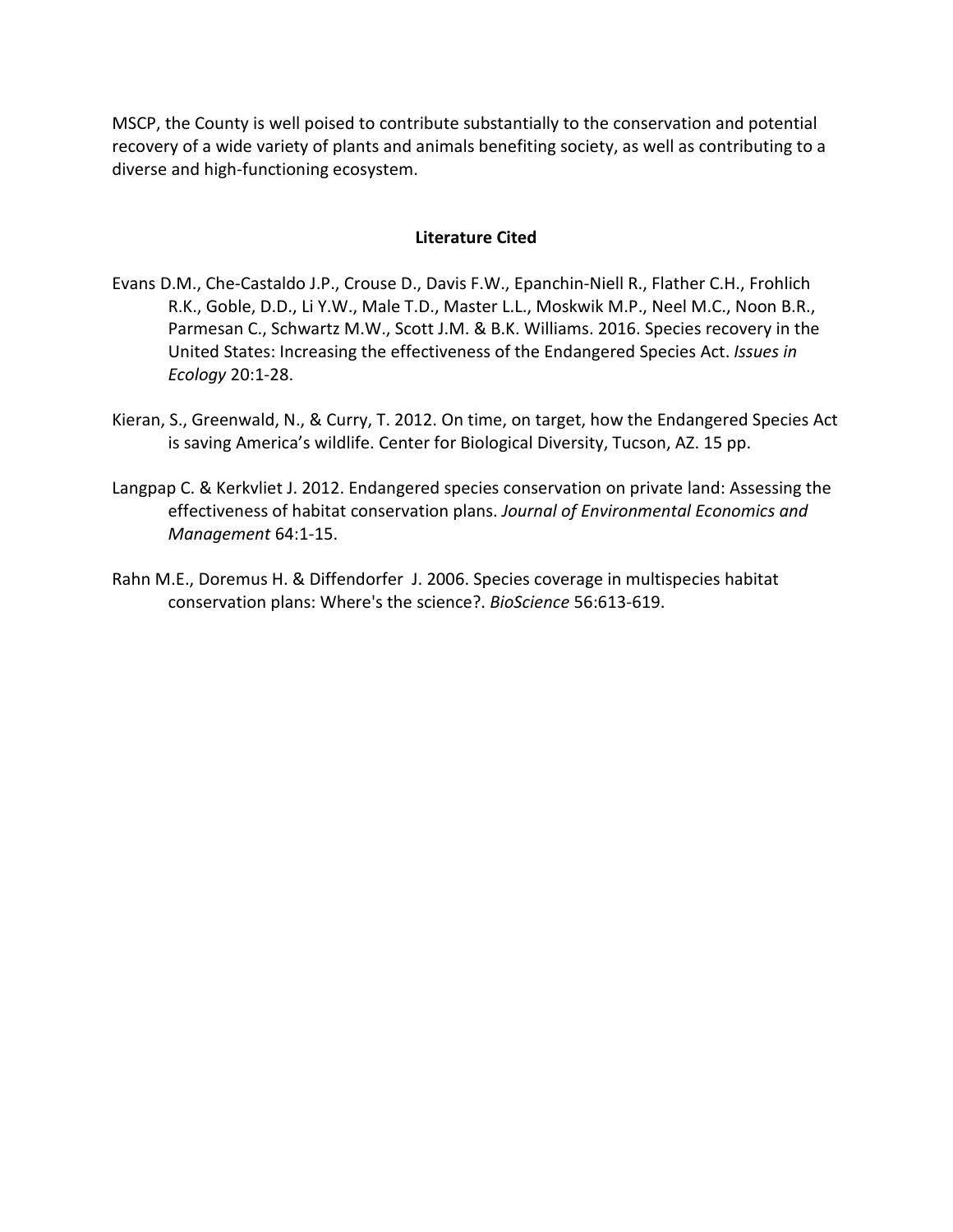MSCP, the County is well poised to contribute substantially to the conservation and potential recovery of a wide variety of plants and animals benefiting society, as well as contributing to a diverse and high-functioning ecosystem.

## Literature Cited

Evans D.M., Che-Castaldo J.P., Crouse D., Davis F.W., Epanchin-Niell R., Flather C.H., Frohlich R.K., Goble, D.D., Li Y.W., Male T.D., Master L.L., Moskwik M.P., Neel M.C., Noon B.R., Parmesan C., Schwartz M.W., Scott J.M. & B.K. Williams. 2016. Species recovery in the United States: Increasing the effectiveness of the Endangered Species Act. *Issues in Ecology* 20:1-28.

Kieran, S., Greenwald, N., & Curry, T. 2012. On time, on target, how the Endangered Species Act is saving America's wildlife. Center for Biological Diversity, Tucson, AZ. 15 pp.

Langpap C. & Kerkvliet J. 2012. Endangered species conservation on private land: Assessing the effectiveness of habitat conservation plans. *Journal of Environmental Economics and Management* 64:1-15.

Rahn M.E., Doremus H. & Diffendorfer J. 2006. Species coverage in multispecies habitat conservation plans: Where's the science?. *BioScience* 56:613-619.